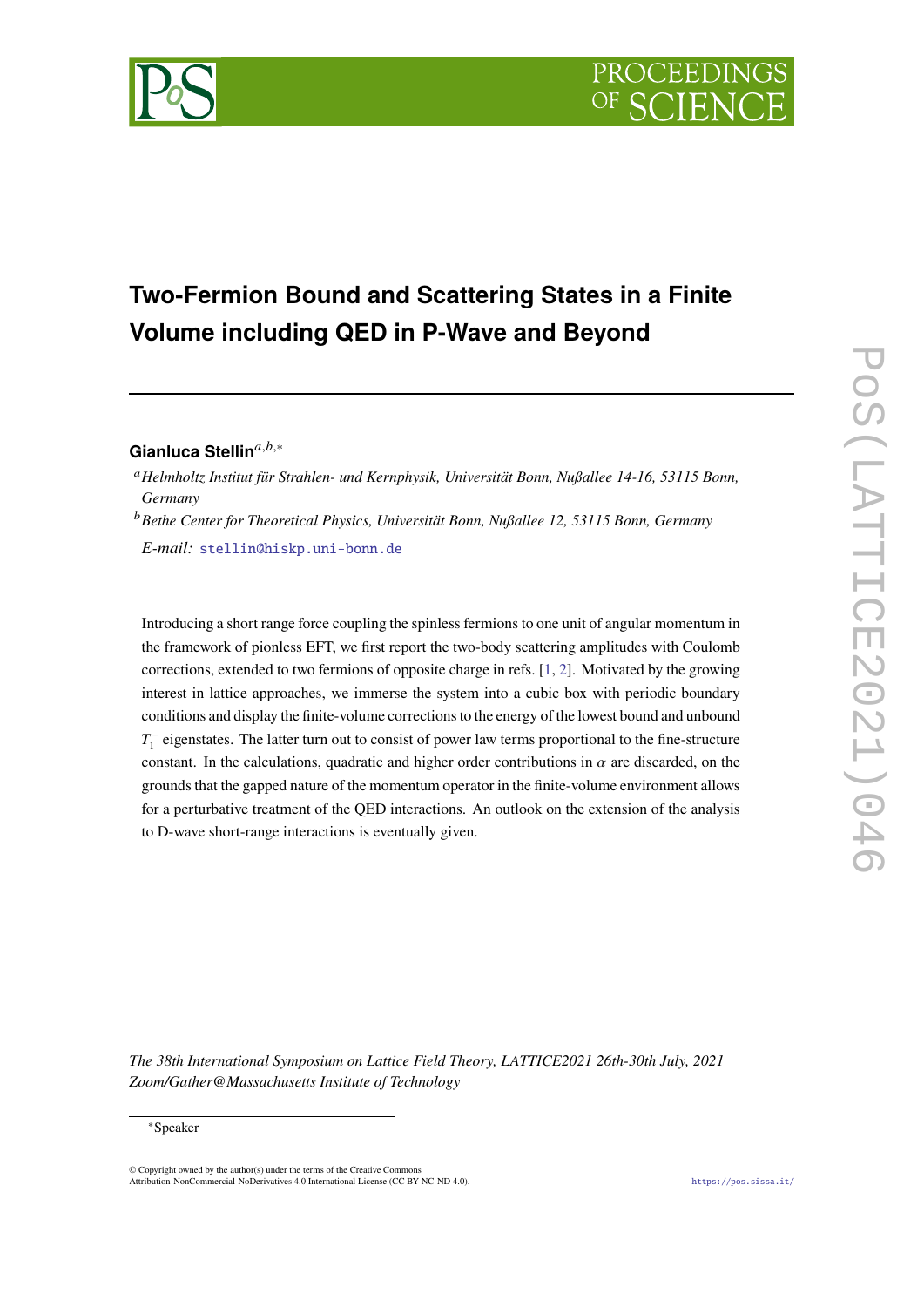# Two-Fermion Bound and Scattering States in a Finite Volume including QED in P-Wave and Beyond

**Gianluca Stellin**[a,b,*]

[a] *Helmholtz Institut für Strahlen- und Kernphysik, Universität Bonn, Nußallee 14-16, 53115 Bonn, Germany*

[b] *Bethe Center for Theoretical Physics, Universität Bonn, Nußallee 12, 53115 Bonn, Germany*

*E-mail:* stellin@hiskp.uni-bonn.de

Introducing a short range force coupling the spinless fermions to one unit of angular momentum in the framework of pionless EFT, we first report the two-body scattering amplitudes with Coulomb corrections, extended to two fermions of opposite charge in refs. [1, 2]. Motivated by the growing interest in lattice approaches, we immerse the system into a cubic box with periodic boundary conditions and display the finite-volume corrections to the energy of the lowest bound and unbound $T_1^-$ eigenstates. The latter turn out to consist of power law terms proportional to the fine-structure constant. In the calculations, quadratic and higher order contributions in $\alpha$ are discarded, on the grounds that the gapped nature of the momentum operator in the finite-volume environment allows for a perturbative treatment of the QED interactions. An outlook on the extension of the analysis to D-wave short-range interactions is eventually given.

*The 38th International Symposium on Lattice Field Theory, LATTICE2021 26th-30th July, 2021 Zoom/Gather@Massachusetts Institute of Technology*

*Speaker

© Copyright owned by the author(s) under the terms of the Creative Commons Attribution-NonCommercial-NoDerivatives 4.0 International License (CC BY-NC-ND 4.0).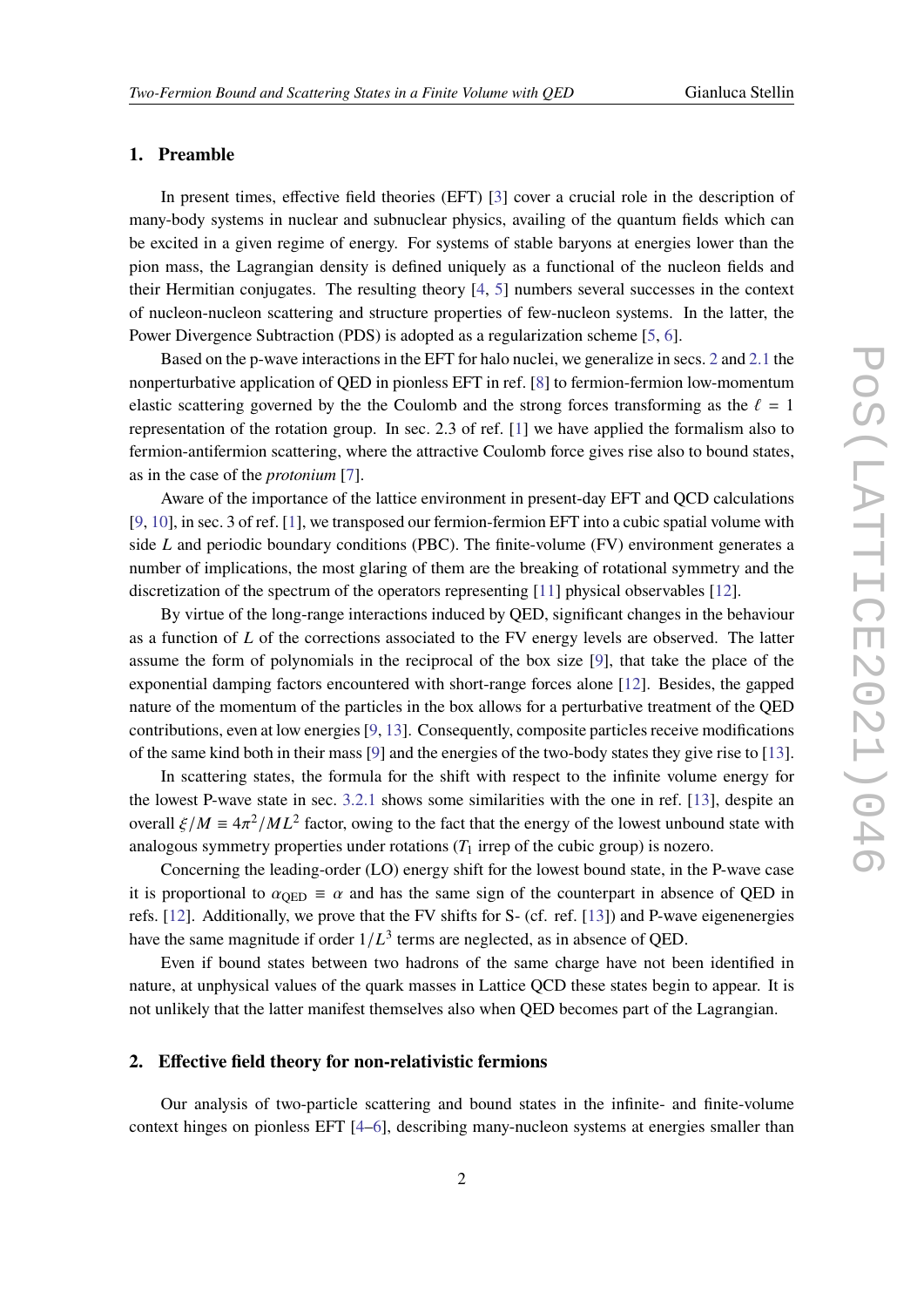## 1. Preamble

In present times, effective field theories (EFT) [3] cover a crucial role in the description of many-body systems in nuclear and subnuclear physics, availing of the quantum fields which can be excited in a given regime of energy. For systems of stable baryons at energies lower than the pion mass, the Lagrangian density is defined uniquely as a functional of the nucleon fields and their Hermitian conjugates. The resulting theory [4, 5] numbers several successes in the context of nucleon-nucleon scattering and structure properties of few-nucleon systems. In the latter, the Power Divergence Subtraction (PDS) is adopted as a regularization scheme [5, 6].

Based on the p-wave interactions in the EFT for halo nuclei, we generalize in secs. 2 and 2.1 the nonperturbative application of QED in pionless EFT in ref. [8] to fermion-fermion low-momentum elastic scattering governed by the the Coulomb and the strong forces transforming as the $\ell = 1$ representation of the rotation group. In sec. 2.3 of ref. [1] we have applied the formalism also to fermion-antifermion scattering, where the attractive Coulomb force gives rise also to bound states, as in the case of the *protonium* [7].

Aware of the importance of the lattice environment in present-day EFT and QCD calculations [9, 10], in sec. 3 of ref. [1], we transposed our fermion-fermion EFT into a cubic spatial volume with side $L$ and periodic boundary conditions (PBC). The finite-volume (FV) environment generates a number of implications, the most glaring of them are the breaking of rotational symmetry and the discretization of the spectrum of the operators representing [11] physical observables [12].

By virtue of the long-range interactions induced by QED, significant changes in the behaviour as a function of $L$ of the corrections associated to the FV energy levels are observed. The latter assume the form of polynomials in the reciprocal of the box size [9], that take the place of the exponential damping factors encountered with short-range forces alone [12]. Besides, the gapped nature of the momentum of the particles in the box allows for a perturbative treatment of the QED contributions, even at low energies [9, 13]. Consequently, composite particles receive modifications of the same kind both in their mass [9] and the energies of the two-body states they give rise to [13].

In scattering states, the formula for the shift with respect to the infinite volume energy for the lowest P-wave state in sec. 3.2.1 shows some similarities with the one in ref. [13], despite an overall $\xi/M \equiv 4\pi^2/ML^2$ factor, owing to the fact that the energy of the lowest unbound state with analogous symmetry properties under rotations ($T_1$ irrep of the cubic group) is nozero.

Concerning the leading-order (LO) energy shift for the lowest bound state, in the P-wave case it is proportional to $\alpha_{\text{QED}} \equiv \alpha$ and has the same sign of the counterpart in absence of QED in refs. [12]. Additionally, we prove that the FV shifts for S- (cf. ref. [13]) and P-wave eigenenergies have the same magnitude if order $1/L^3$ terms are neglected, as in absence of QED.

Even if bound states between two hadrons of the same charge have not been identified in nature, at unphysical values of the quark masses in Lattice QCD these states begin to appear. It is not unlikely that the latter manifest themselves also when QED becomes part of the Lagrangian.

## 2. Effective field theory for non-relativistic fermions

Our analysis of two-particle scattering and bound states in the infinite- and finite-volume context hinges on pionless EFT [4–6], describing many-nucleon systems at energies smaller than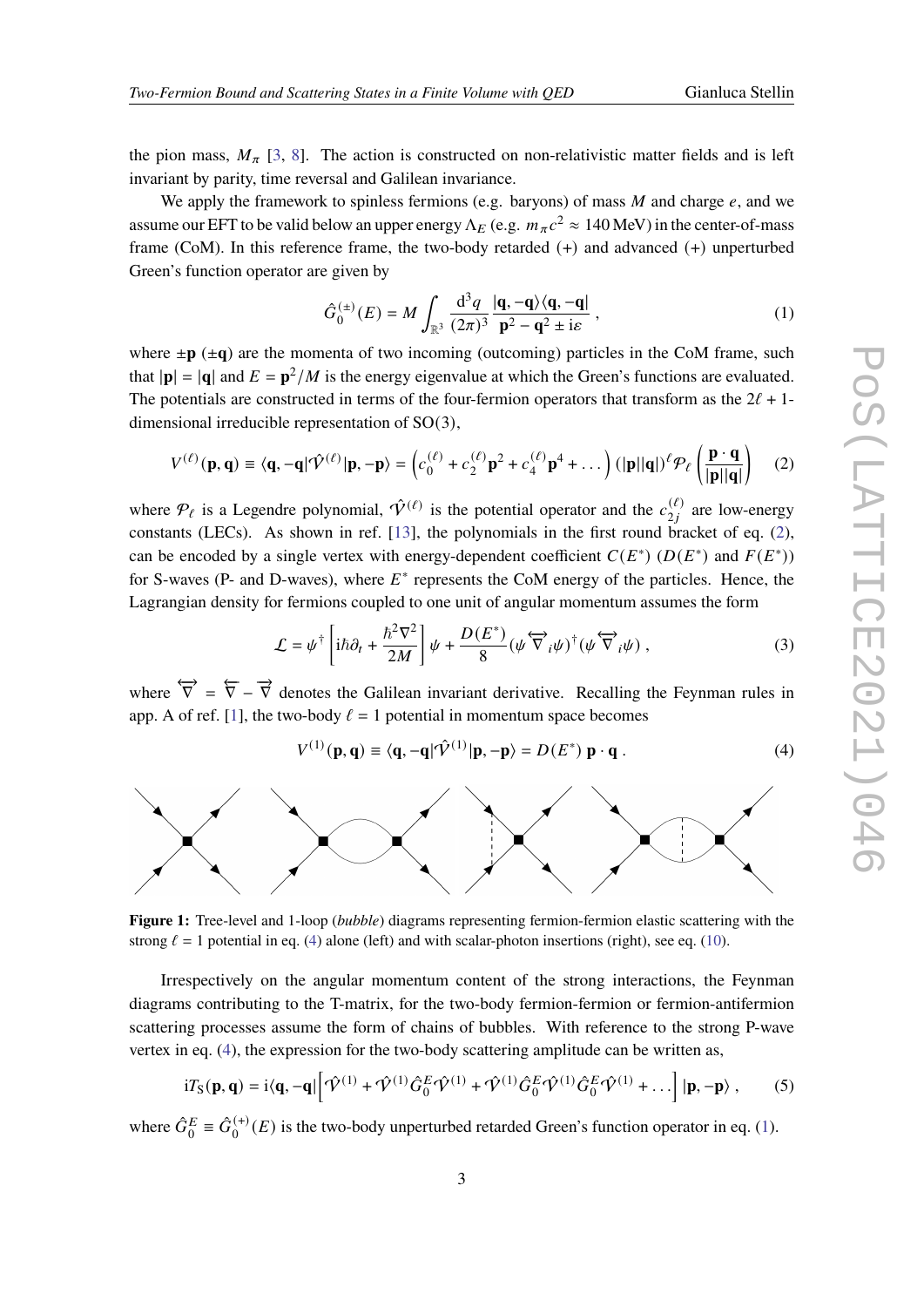the pion mass, $M_\pi$ [3, 8]. The action is constructed on non-relativistic matter fields and is left invariant by parity, time reversal and Galilean invariance.

We apply the framework to spinless fermions (e.g. baryons) of mass $M$ and charge $e$, and we assume our EFT to be valid below an upper energy $\Lambda_E$ (e.g. $m_\pi c^2 \approx 140\,\mathrm{MeV}$) in the center-of-mass frame (CoM). In this reference frame, the two-body retarded (+) and advanced (+) unperturbed Green's function operator are given by

$$\hat{G}_0^{(\pm)}(E) = M \int_{\mathbb{R}^3} \frac{\mathrm{d}^3 q}{(2\pi)^3} \frac{|\mathbf{q}, -\mathbf{q}\rangle\langle \mathbf{q}, -\mathbf{q}|}{\mathbf{p}^2 - \mathbf{q}^2 \pm \mathrm{i}\varepsilon} , \tag{1}$$

where $\pm\mathbf{p}$ ($\pm\mathbf{q}$) are the momenta of two incoming (outcoming) particles in the CoM frame, such that $|\mathbf{p}| = |\mathbf{q}|$ and $E = \mathbf{p}^2/M$ is the energy eigenvalue at which the Green's functions are evaluated. The potentials are constructed in terms of the four-fermion operators that transform as the $2\ell + 1$-dimensional irreducible representation of SO(3),

$$V^{(\ell)}(\mathbf{p}, \mathbf{q}) \equiv \langle \mathbf{q}, -\mathbf{q}|\hat{\mathcal{V}}^{(\ell)}|\mathbf{p}, -\mathbf{p}\rangle = \left(c_0^{(\ell)} + c_2^{(\ell)}\mathbf{p}^2 + c_4^{(\ell)}\mathbf{p}^4 + \dots\right)(|\mathbf{p}||\mathbf{q}|)^\ell \mathcal{P}_\ell\left(\frac{\mathbf{p}\cdot\mathbf{q}}{|\mathbf{p}||\mathbf{q}|}\right) \tag{2}$$

where $\mathcal{P}_\ell$ is a Legendre polynomial, $\hat{\mathcal{V}}^{(\ell)}$ is the potential operator and the $c_{2j}^{(\ell)}$ are low-energy constants (LECs). As shown in ref. [13], the polynomials in the first round bracket of eq. (2), can be encoded by a single vertex with energy-dependent coefficient $C(E^*)$ ($D(E^*)$ and $F(E^*)$) for S-waves (P- and D-waves), where $E^*$ represents the CoM energy of the particles. Hence, the Lagrangian density for fermions coupled to one unit of angular momentum assumes the form

$$\mathcal{L} = \psi^\dagger\left[\mathrm{i}\hbar\partial_t + \frac{\hbar^2\nabla^2}{2M}\right]\psi + \frac{D(E^*)}{8}(\psi\overleftrightarrow{\nabla}_i\psi)^\dagger(\psi\overleftrightarrow{\nabla}_i\psi) , \tag{3}$$

where $\overleftrightarrow{\nabla} = \overleftarrow{\nabla} - \overrightarrow{\nabla}$ denotes the Galilean invariant derivative. Recalling the Feynman rules in app. A of ref. [1], the two-body $\ell = 1$ potential in momentum space becomes

$$V^{(1)}(\mathbf{p}, \mathbf{q}) \equiv \langle \mathbf{q}, -\mathbf{q}|\hat{\mathcal{V}}^{(1)}|\mathbf{p}, -\mathbf{p}\rangle = D(E^*)\ \mathbf{p}\cdot\mathbf{q} . \tag{4}$$

**Figure 1:** Tree-level and 1-loop (*bubble*) diagrams representing fermion-fermion elastic scattering with the strong $\ell = 1$ potential in eq. (4) alone (left) and with scalar-photon insertions (right), see eq. (10).

Irrespectively on the angular momentum content of the strong interactions, the Feynman diagrams contributing to the T-matrix, for the two-body fermion-fermion or fermion-antifermion scattering processes assume the form of chains of bubbles. With reference to the strong P-wave vertex in eq. (4), the expression for the two-body scattering amplitude can be written as,

$$\mathrm{i}T_\mathrm{S}(\mathbf{p}, \mathbf{q}) = \mathrm{i}\langle \mathbf{q}, -\mathbf{q}|\Big[\hat{\mathcal{V}}^{(1)} + \hat{\mathcal{V}}^{(1)}\hat{G}_0^E\hat{\mathcal{V}}^{(1)} + \hat{\mathcal{V}}^{(1)}\hat{G}_0^E\hat{\mathcal{V}}^{(1)}\hat{G}_0^E\hat{\mathcal{V}}^{(1)} + \dots\Big]|\mathbf{p}, -\mathbf{p}\rangle , \tag{5}$$

where $\hat{G}_0^E \equiv \hat{G}_0^{(+)}(E)$ is the two-body unperturbed retarded Green's function operator in eq. (1).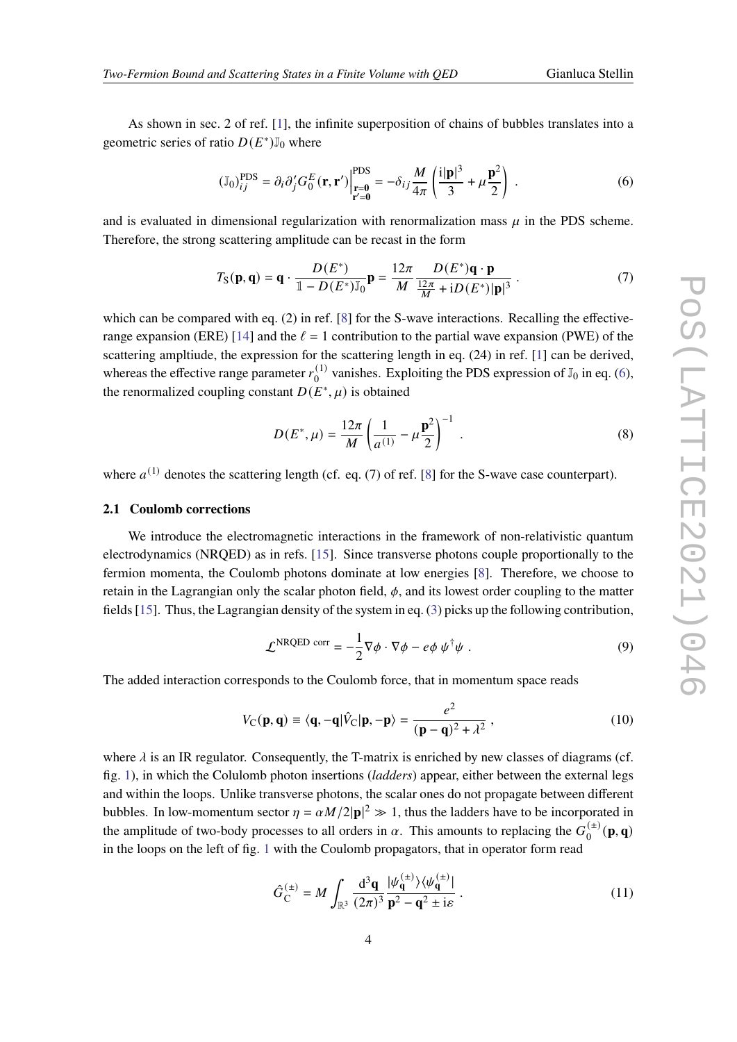As shown in sec. 2 of ref. [1], the infinite superposition of chains of bubbles translates into a geometric series of ratio $D(E^*)\mathbb{J}_0$ where

$$(\mathbb{J}_0)_{ij}^{\text{PDS}} = \partial_i \partial'_j G_0^E(\mathbf{r}, \mathbf{r}')\Big|_{\substack{\mathbf{r}=\mathbf{0} \\ \mathbf{r}'=\mathbf{0}}}^{\text{PDS}} = -\delta_{ij} \frac{M}{4\pi} \left( \frac{\mathrm{i}|\mathbf{p}|^3}{3} + \mu \frac{\mathbf{p}^2}{2} \right) . \tag{6}$$

and is evaluated in dimensional regularization with renormalization mass $\mu$ in the PDS scheme. Therefore, the strong scattering amplitude can be recast in the form

$$T_{\text{S}}(\mathbf{p}, \mathbf{q}) = \mathbf{q} \cdot \frac{D(E^*)}{\mathbb{1} - D(E^*)\mathbb{J}_0} \mathbf{p} = \frac{12\pi}{M} \frac{D(E^*)\mathbf{q} \cdot \mathbf{p}}{\frac{12\pi}{M} + \mathrm{i}D(E^*)|\mathbf{p}|^3} . \tag{7}$$

which can be compared with eq. (2) in ref. [8] for the S-wave interactions. Recalling the effective-range expansion (ERE) [14] and the $\ell = 1$ contribution to the partial wave expansion (PWE) of the scattering ampltiude, the expression for the scattering length in eq. (24) in ref. [1] can be derived, whereas the effective range parameter $r_0^{(1)}$ vanishes. Exploiting the PDS expression of $\mathbb{J}_0$ in eq. (6), the renormalized coupling constant $D(E^*, \mu)$ is obtained

$$D(E^*, \mu) = \frac{12\pi}{M} \left( \frac{1}{a^{(1)}} - \mu \frac{\mathbf{p}^2}{2} \right)^{-1} . \tag{8}$$

where $a^{(1)}$ denotes the scattering length (cf. eq. (7) of ref. [8] for the S-wave case counterpart).

### 2.1 Coulomb corrections

We introduce the electromagnetic interactions in the framework of non-relativistic quantum electrodynamics (NRQED) as in refs. [15]. Since transverse photons couple proportionally to the fermion momenta, the Coulomb photons dominate at low energies [8]. Therefore, we choose to retain in the Lagrangian only the scalar photon field, $\phi$, and its lowest order coupling to the matter fields [15]. Thus, the Lagrangian density of the system in eq. (3) picks up the following contribution,

$$\mathcal{L}^{\text{NRQED corr}} = -\frac{1}{2} \nabla\phi \cdot \nabla\phi - e\phi\, \psi^\dagger \psi . \tag{9}$$

The added interaction corresponds to the Coulomb force, that in momentum space reads

$$V_{\text{C}}(\mathbf{p}, \mathbf{q}) \equiv \langle \mathbf{q}, -\mathbf{q} | \hat{V}_{\text{C}} | \mathbf{p}, -\mathbf{p} \rangle = \frac{e^2}{(\mathbf{p} - \mathbf{q})^2 + \lambda^2} , \tag{10}$$

where $\lambda$ is an IR regulator. Consequently, the T-matrix is enriched by new classes of diagrams (cf. fig. 1), in which the Colulomb photon insertions (*ladders*) appear, either between the external legs and within the loops. Unlike transverse photons, the scalar ones do not propagate between different bubbles. In low-momentum sector $\eta = \alpha M/2|\mathbf{p}|^2 \gg 1$, thus the ladders have to be incorporated in the amplitude of two-body processes to all orders in $\alpha$. This amounts to replacing the $G_0^{(\pm)}(\mathbf{p}, \mathbf{q})$ in the loops on the left of fig. 1 with the Coulomb propagators, that in operator form read

$$\hat{G}_{\text{C}}^{(\pm)} = M \int_{\mathbb{R}^3} \frac{\mathrm{d}^3\mathbf{q}}{(2\pi)^3} \frac{|\psi_{\mathbf{q}}^{(\pm)}\rangle\langle\psi_{\mathbf{q}}^{(\pm)}|}{\mathbf{p}^2 - \mathbf{q}^2 \pm \mathrm{i}\varepsilon} . \tag{11}$$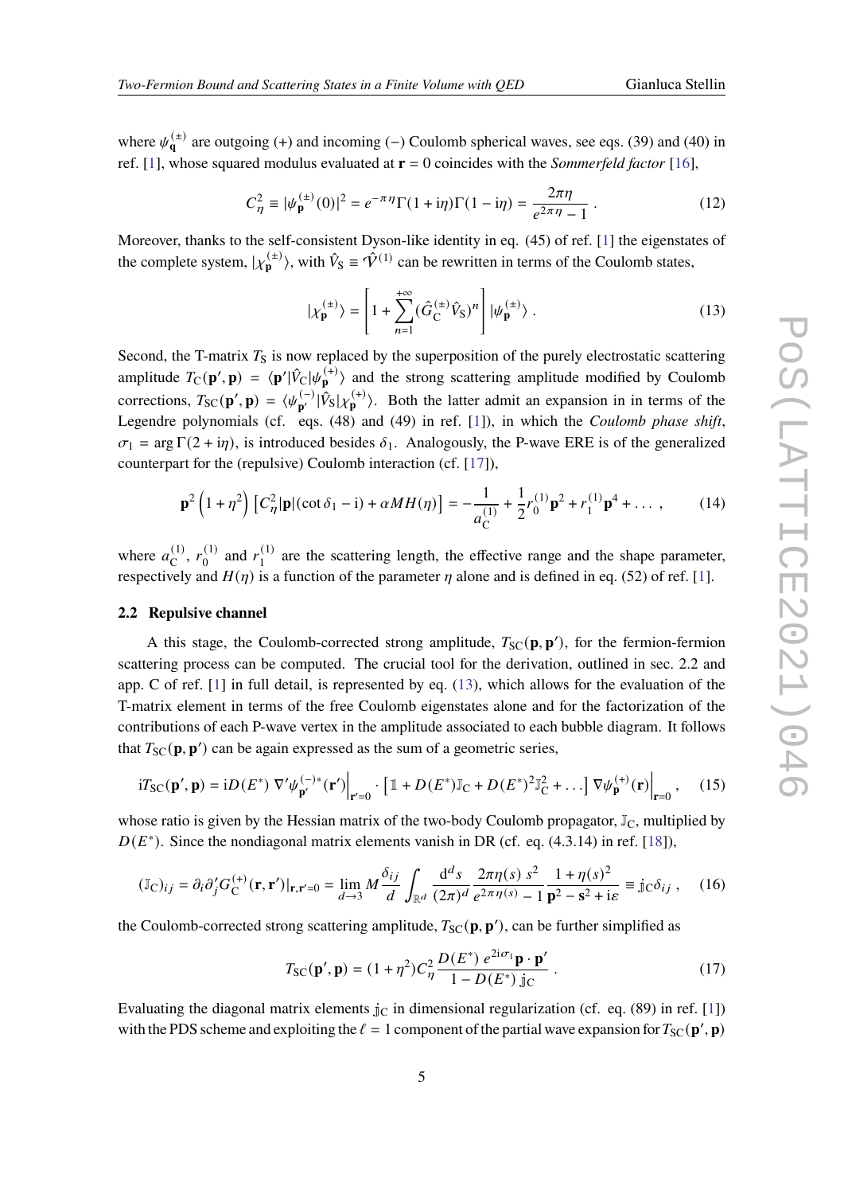where $\psi_{\mathbf{q}}^{(\pm)}$ are outgoing (+) and incoming (−) Coulomb spherical waves, see eqs. (39) and (40) in ref. [1], whose squared modulus evaluated at $\mathbf{r} = 0$ coincides with the *Sommerfeld factor* [16],

$$C_\eta^2 \equiv |\psi_{\mathbf{p}}^{(\pm)}(0)|^2 = e^{-\pi\eta}\Gamma(1+\mathrm{i}\eta)\Gamma(1-\mathrm{i}\eta) = \frac{2\pi\eta}{e^{2\pi\eta}-1} \ . \tag{12}$$

Moreover, thanks to the self-consistent Dyson-like identity in eq. (45) of ref. [1] the eigenstates of the complete system, $|\chi_{\mathbf{p}}^{(\pm)}\rangle$, with $\hat{V}_{\mathrm{S}} \equiv \hat{\mathcal{V}}^{(1)}$ can be rewritten in terms of the Coulomb states,

$$|\chi_{\mathbf{p}}^{(\pm)}\rangle = \left[1 + \sum_{n=1}^{+\infty}(\hat{G}_{\mathrm{C}}^{(\pm)}\hat{V}_{\mathrm{S}})^n\right]|\psi_{\mathbf{p}}^{(\pm)}\rangle \ . \tag{13}$$

Second, the T-matrix $T_{\mathrm{S}}$ is now replaced by the superposition of the purely electrostatic scattering amplitude $T_{\mathrm{C}}(\mathbf{p}',\mathbf{p}) = \langle\mathbf{p}'|\hat{V}_{\mathrm{C}}|\psi_{\mathbf{p}}^{(+)}\rangle$ and the strong scattering amplitude modified by Coulomb corrections, $T_{\mathrm{SC}}(\mathbf{p}',\mathbf{p}) = \langle\psi_{\mathbf{p}'}^{(-)}|\hat{V}_{\mathrm{S}}|\chi_{\mathbf{p}}^{(+)}\rangle$. Both the latter admit an expansion in in terms of the Legendre polynomials (cf. eqs. (48) and (49) in ref. [1]), in which the *Coulomb phase shift*, $\sigma_1 = \arg\Gamma(2+\mathrm{i}\eta)$, is introduced besides $\delta_1$. Analogously, the P-wave ERE is of the generalized counterpart for the (repulsive) Coulomb interaction (cf. [17]),

$$\mathbf{p}^2\left(1+\eta^2\right)\left[C_\eta^2|\mathbf{p}|(\cot\delta_1 - \mathrm{i}) + \alpha M H(\eta)\right] = -\frac{1}{a_{\mathrm{C}}^{(1)}} + \frac{1}{2}r_0^{(1)}\mathbf{p}^2 + r_1^{(1)}\mathbf{p}^4 + \dots \ , \tag{14}$$

where $a_{\mathrm{C}}^{(1)}$, $r_0^{(1)}$ and $r_1^{(1)}$ are the scattering length, the effective range and the shape parameter, respectively and $H(\eta)$ is a function of the parameter $\eta$ alone and is defined in eq. (52) of ref. [1].

### 2.2 Repulsive channel

A this stage, the Coulomb-corrected strong amplitude, $T_{\mathrm{SC}}(\mathbf{p},\mathbf{p}')$, for the fermion-fermion scattering process can be computed. The crucial tool for the derivation, outlined in sec. 2.2 and app. C of ref. [1] in full detail, is represented by eq. (13), which allows for the evaluation of the T-matrix element in terms of the free Coulomb eigenstates alone and for the factorization of the contributions of each P-wave vertex in the amplitude associated to each bubble diagram. It follows that $T_{\mathrm{SC}}(\mathbf{p},\mathbf{p}')$ can be again expressed as the sum of a geometric series,

$$\mathrm{i}T_{\mathrm{SC}}(\mathbf{p}',\mathbf{p}) = \mathrm{i}D(E^*)\ \nabla'\psi_{\mathbf{p}'}^{(-)*}(\mathbf{r}')\Big|_{\mathbf{r}'=0}\cdot\left[\mathbb{1} + D(E^*)\mathbb{J}_{\mathrm{C}} + D(E^*)^2\mathbb{J}_{\mathrm{C}}^2 + \dots\right]\nabla\psi_{\mathbf{p}}^{(+)}(\mathbf{r})\Big|_{\mathbf{r}=0} \ , \tag{15}$$

whose ratio is given by the Hessian matrix of the two-body Coulomb propagator, $\mathbb{J}_{\mathrm{C}}$, multiplied by $D(E^*)$. Since the nondiagonal matrix elements vanish in DR (cf. eq. (4.3.14) in ref. [18]),

$$(\mathbb{J}_{\mathrm{C}})_{ij} = \partial_i\partial_j' G_{\mathrm{C}}^{(+)}(\mathbf{r},\mathbf{r}')|_{\mathbf{r},\mathbf{r}'=0} = \lim_{d\to 3} M\frac{\delta_{ij}}{d}\int_{\mathbb{R}^d}\frac{\mathrm{d}^d s}{(2\pi)^d}\frac{2\pi\eta(s)\ s^2}{e^{2\pi\eta(s)}-1}\frac{1+\eta(s)^2}{\mathbf{p}^2 - \mathbf{s}^2 + \mathrm{i}\varepsilon} \equiv \mathbb{j}_{\mathrm{C}}\delta_{ij} \ , \tag{16}$$

the Coulomb-corrected strong scattering amplitude, $T_{\mathrm{SC}}(\mathbf{p},\mathbf{p}')$, can be further simplified as

$$T_{\mathrm{SC}}(\mathbf{p}',\mathbf{p}) = (1+\eta^2)C_\eta^2\frac{D(E^*)\ e^{2\mathrm{i}\sigma_1}\mathbf{p}\cdot\mathbf{p}'}{1 - D(E^*)\ \mathbb{j}_{\mathrm{C}}} \ . \tag{17}$$

Evaluating the diagonal matrix elements $\mathbb{j}_{\mathrm{C}}$ in dimensional regularization (cf. eq. (89) in ref. [1]) with the PDS scheme and exploiting the $\ell = 1$ component of the partial wave expansion for $T_{\mathrm{SC}}(\mathbf{p}',\mathbf{p})$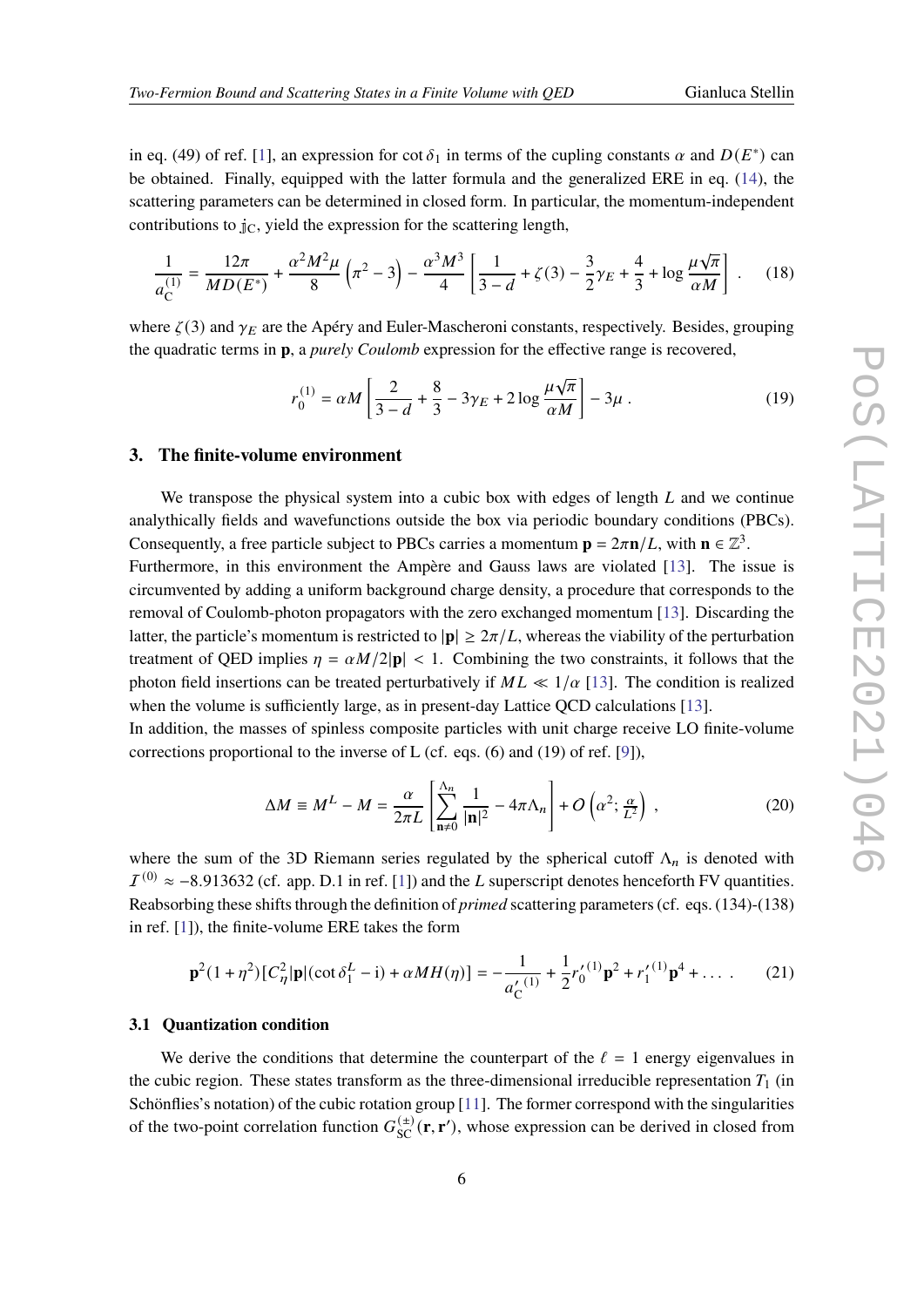in eq. (49) of ref. [1], an expression for $\cot\delta_1$ in terms of the cupling constants $\alpha$ and $D(E^*)$ can be obtained. Finally, equipped with the latter formula and the generalized ERE in eq. (14), the scattering parameters can be determined in closed form. In particular, the momentum-independent contributions to $\mathbb{j}_\mathrm{C}$, yield the expression for the scattering length,

$$\frac{1}{a_\mathrm{C}^{(1)}} = \frac{12\pi}{MD(E^*)} + \frac{\alpha^2 M^2 \mu}{8}\left(\pi^2 - 3\right) - \frac{\alpha^3 M^3}{4}\left[\frac{1}{3-d} + \zeta(3) - \frac{3}{2}\gamma_E + \frac{4}{3} + \log\frac{\mu\sqrt{\pi}}{\alpha M}\right] . \tag{18}$$

where $\zeta(3)$ and $\gamma_E$ are the Apéry and Euler-Mascheroni constants, respectively. Besides, grouping the quadratic terms in $\mathbf{p}$, a *purely Coulomb* expression for the effective range is recovered,

$$r_0^{(1)} = \alpha M\left[\frac{2}{3-d} + \frac{8}{3} - 3\gamma_E + 2\log\frac{\mu\sqrt{\pi}}{\alpha M}\right] - 3\mu \, . \tag{19}$$

## 3. The finite-volume environment

We transpose the physical system into a cubic box with edges of length $L$ and we continue analythically fields and wavefunctions outside the box via periodic boundary conditions (PBCs). Consequently, a free particle subject to PBCs carries a momentum $\mathbf{p} = 2\pi\mathbf{n}/L$, with $\mathbf{n} \in \mathbb{Z}^3$.
Furthermore, in this environment the Ampère and Gauss laws are violated [13]. The issue is circumvented by adding a uniform background charge density, a procedure that corresponds to the removal of Coulomb-photon propagators with the zero exchanged momentum [13]. Discarding the latter, the particle's momentum is restricted to $|\mathbf{p}| \geq 2\pi/L$, whereas the viability of the perturbation treatment of QED implies $\eta = \alpha M/2|\mathbf{p}| < 1$. Combining the two constraints, it follows that the photon field insertions can be treated perturbatively if $ML \ll 1/\alpha$ [13]. The condition is realized when the volume is sufficiently large, as in present-day Lattice QCD calculations [13].
In addition, the masses of spinless composite particles with unit charge receive LO finite-volume corrections proportional to the inverse of L (cf. eqs. (6) and (19) of ref. [9]),

$$\Delta M \equiv M^L - M = \frac{\alpha}{2\pi L}\left[\sum_{\mathbf{n}\neq 0}^{\Lambda_n}\frac{1}{|\mathbf{n}|^2} - 4\pi\Lambda_n\right] + O\left(\alpha^2; \tfrac{\alpha}{L^2}\right) , \tag{20}$$

where the sum of the 3D Riemann series regulated by the spherical cutoff $\Lambda_n$ is denoted with $\mathcal{I}^{(0)} \approx -8.913632$ (cf. app. D.1 in ref. [1]) and the $L$ superscript denotes henceforth FV quantities. Reabsorbing these shifts through the definition of *primed* scattering parameters (cf. eqs. (134)-(138) in ref. [1]), the finite-volume ERE takes the form

$$\mathbf{p}^2(1+\eta^2)[C_\eta^2|\mathbf{p}|(\cot\delta_1^L - \mathrm{i}) + \alpha M H(\eta)] = -\frac{1}{a_\mathrm{C}^{\prime\,(1)}} + \frac{1}{2}r_0^{\prime\,(1)}\mathbf{p}^2 + r_1^{\prime\,(1)}\mathbf{p}^4 + \dots \, . \tag{21}$$

### 3.1 Quantization condition

We derive the conditions that determine the counterpart of the $\ell = 1$ energy eigenvalues in the cubic region. These states transform as the three-dimensional irreducible representation $T_1$ (in Schönflies's notation) of the cubic rotation group [11]. The former correspond with the singularities of the two-point correlation function $G_\mathrm{SC}^{(\pm)}(\mathbf{r}, \mathbf{r}')$, whose expression can be derived in closed from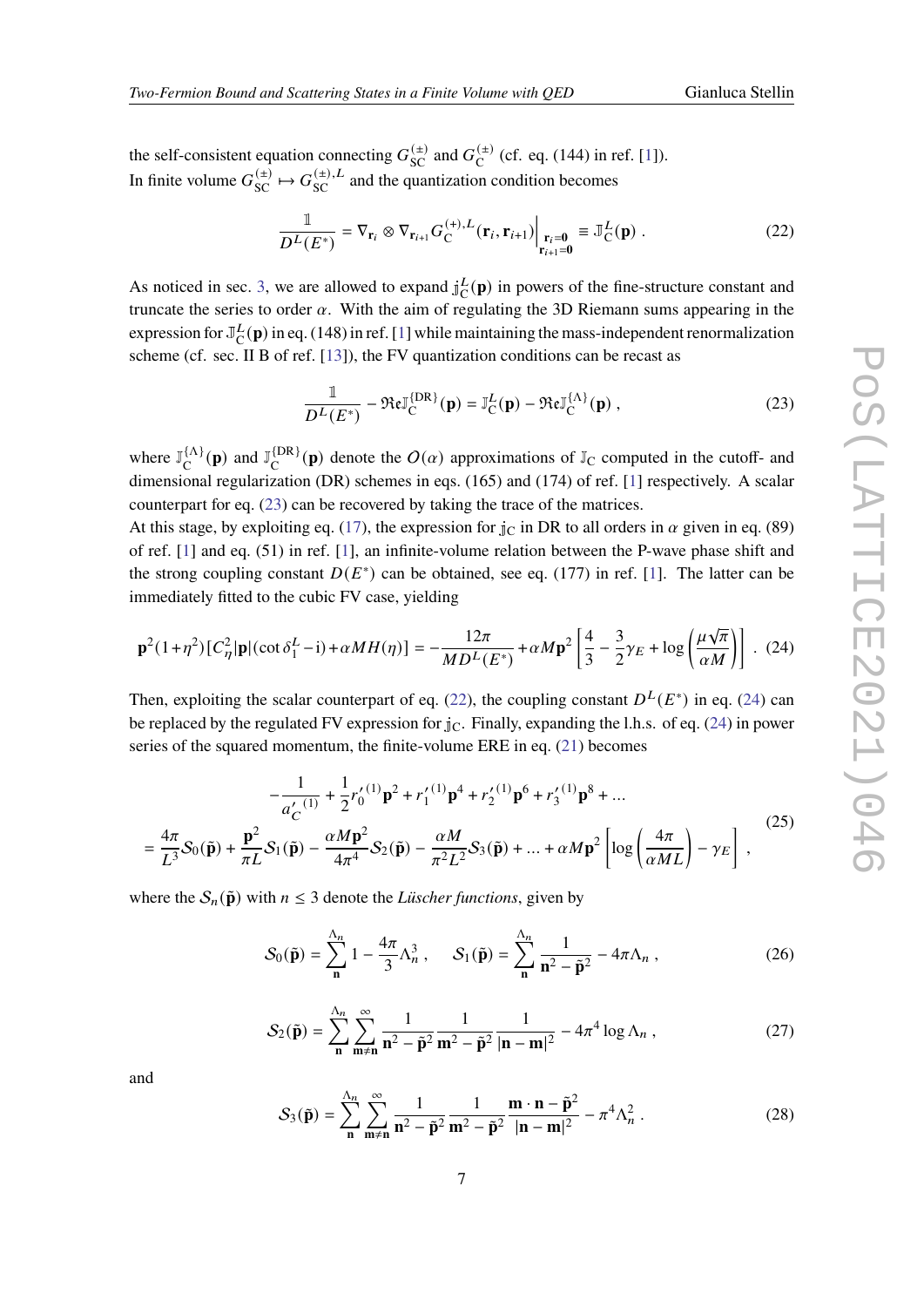the self-consistent equation connecting $G_{\rm SC}^{(\pm)}$ and $G_{\rm C}^{(\pm)}$ (cf. eq. (144) in ref. [1]).
In finite volume $G_{\rm SC}^{(\pm)} \mapsto G_{\rm SC}^{(\pm),L}$ and the quantization condition becomes

$$\frac{\mathbb{1}}{D^L(E^*)} = \nabla_{\mathbf{r}_i} \otimes \nabla_{\mathbf{r}_{i+1}} G_{\rm C}^{(+),L}(\mathbf{r}_i, \mathbf{r}_{i+1})\Big|_{\substack{\mathbf{r}_i=\mathbf{0}\\ \mathbf{r}_{i+1}=\mathbf{0}}} \equiv \mathbb{J}_{\rm C}^L(\mathbf{p}) \; . \tag{22}$$

As noticed in sec. 3, we are allowed to expand $\mathbb{j}_{\rm C}^L(\mathbf{p})$ in powers of the fine-structure constant and truncate the series to order $\alpha$. With the aim of regulating the 3D Riemann sums appearing in the expression for $\mathbb{J}_{\rm C}^L(\mathbf{p})$ in eq. (148) in ref. [1] while maintaining the mass-independent renormalization scheme (cf. sec. II B of ref. [13]), the FV quantization conditions can be recast as

$$\frac{\mathbb{1}}{D^L(E^*)} - \mathfrak{Re}\mathbb{J}_{\rm C}^{\{\rm DR\}}(\mathbf{p}) = \mathbb{J}_{\rm C}^L(\mathbf{p}) - \mathfrak{Re}\mathbb{J}_{\rm C}^{\{\Lambda\}}(\mathbf{p}) \; , \tag{23}$$

where $\mathbb{J}_{\rm C}^{\{\Lambda\}}(\mathbf{p})$ and $\mathbb{J}_{\rm C}^{\{\rm DR\}}(\mathbf{p})$ denote the $O(\alpha)$ approximations of $\mathbb{J}_{\rm C}$ computed in the cutoff- and dimensional regularization (DR) schemes in eqs. (165) and (174) of ref. [1] respectively. A scalar counterpart for eq. (23) can be recovered by taking the trace of the matrices.
At this stage, by exploiting eq. (17), the expression for $\mathbb{j}_{\rm C}$ in DR to all orders in $\alpha$ given in eq. (89) of ref. [1] and eq. (51) in ref. [1], an infinite-volume relation between the P-wave phase shift and the strong coupling constant $D(E^*)$ can be obtained, see eq. (177) in ref. [1]. The latter can be immediately fitted to the cubic FV case, yielding

$$\mathbf{p}^2(1+\eta^2)[C_\eta^2|\mathbf{p}|(\cot\delta_1^L - {\rm i}) + \alpha M H(\eta)] = -\frac{12\pi}{MD^L(E^*)} + \alpha M \mathbf{p}^2\left[\frac{4}{3} - \frac{3}{2}\gamma_E + \log\left(\frac{\mu\sqrt{\pi}}{\alpha M}\right)\right] \; . \tag{24}$$

Then, exploiting the scalar counterpart of eq. (22), the coupling constant $D^L(E^*)$ in eq. (24) can be replaced by the regulated FV expression for $\mathbb{j}_{\rm C}$. Finally, expanding the l.h.s. of eq. (24) in power series of the squared momentum, the finite-volume ERE in eq. (21) becomes

$$\begin{aligned} &-\frac{1}{{a'_C}^{(1)}} + \frac{1}{2}{r'_0}^{(1)}\mathbf{p}^2 + {r'_1}^{(1)}\mathbf{p}^4 + {r'_2}^{(1)}\mathbf{p}^6 + {r'_3}^{(1)}\mathbf{p}^8 + \ldots \\ &= \frac{4\pi}{L^3}\mathcal{S}_0(\tilde{\mathbf{p}}) + \frac{\mathbf{p}^2}{\pi L}\mathcal{S}_1(\tilde{\mathbf{p}}) - \frac{\alpha M\mathbf{p}^2}{4\pi^4}\mathcal{S}_2(\tilde{\mathbf{p}}) - \frac{\alpha M}{\pi^2 L^2}\mathcal{S}_3(\tilde{\mathbf{p}}) + \ldots + \alpha M\mathbf{p}^2\left[\log\left(\frac{4\pi}{\alpha ML}\right) - \gamma_E\right] \; , \end{aligned} \tag{25}$$

where the $\mathcal{S}_n(\tilde{\mathbf{p}})$ with $n \leq 3$ denote the *Lüscher functions*, given by

$$\mathcal{S}_0(\tilde{\mathbf{p}}) = \sum_{\mathbf{n}}^{\Lambda_n} 1 - \frac{4\pi}{3}\Lambda_n^3 \; , \qquad \mathcal{S}_1(\tilde{\mathbf{p}}) = \sum_{\mathbf{n}}^{\Lambda_n} \frac{1}{\mathbf{n}^2 - \tilde{\mathbf{p}}^2} - 4\pi\Lambda_n \; , \tag{26}$$

$$\mathcal{S}_2(\tilde{\mathbf{p}}) = \sum_{\mathbf{n}}^{\Lambda_n} \sum_{\mathbf{m}\neq\mathbf{n}}^{\infty} \frac{1}{\mathbf{n}^2 - \tilde{\mathbf{p}}^2}\frac{1}{\mathbf{m}^2 - \tilde{\mathbf{p}}^2}\frac{1}{|\mathbf{n}-\mathbf{m}|^2} - 4\pi^4\log\Lambda_n \; , \tag{27}$$

and

$$\mathcal{S}_3(\tilde{\mathbf{p}}) = \sum_{\mathbf{n}}^{\Lambda_n} \sum_{\mathbf{m}\neq\mathbf{n}}^{\infty} \frac{1}{\mathbf{n}^2 - \tilde{\mathbf{p}}^2}\frac{1}{\mathbf{m}^2 - \tilde{\mathbf{p}}^2}\frac{\mathbf{m}\cdot\mathbf{n} - \tilde{\mathbf{p}}^2}{|\mathbf{n}-\mathbf{m}|^2} - \pi^4\Lambda_n^2 \; . \tag{28}$$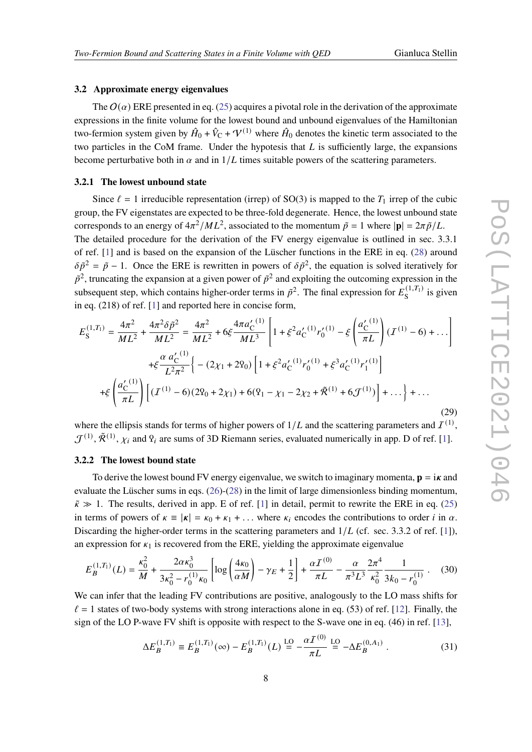### 3.2 Approximate energy eigenvalues

The $O(\alpha)$ ERE presented in eq. (25) acquires a pivotal role in the derivation of the approximate expressions in the finite volume for the lowest bound and unbound eigenvalues of the Hamiltonian two-fermion system given by $\hat{H}_0 + \hat{V}_{\rm C} + \mathcal{V}^{(1)}$ where $\hat{H}_0$ denotes the kinetic term associated to the two particles in the CoM frame. Under the hypotesis that $L$ is sufficiently large, the expansions become perturbative both in $\alpha$ and in $1/L$ times suitable powers of the scattering parameters.

#### 3.2.1 The lowest unbound state

Since $\ell = 1$ irreducible representation (irrep) of SO(3) is mapped to the $T_1$ irrep of the cubic group, the FV eigenstates are expected to be three-fold degenerate. Hence, the lowest unbound state corresponds to an energy of $4\pi^2/ML^2$, associated to the momentum $\tilde{p} = 1$ where $|\mathbf{p}| = 2\pi\tilde{p}/L$.
The detailed procedure for the derivation of the FV energy eigenvalue is outlined in sec. 3.3.1 of ref. [1] and is based on the expansion of the Lüscher functions in the ERE in eq. (28) around $\delta\tilde{p}^2 = \tilde{p} - 1$. Once the ERE is rewritten in powers of $\delta\tilde{p}^2$, the equation is solved iteratively for $\tilde{p}^2$, truncating the expansion at a given power of $\tilde{p}^2$ and exploiting the outcoming expression in the subsequent step, which contains higher-order terms in $\tilde{p}^2$. The final expression for $E_{\rm S}^{(1,T_1)}$ is given in eq. (218) of ref. [1] and reported here in concise form,

$$
\begin{aligned}
E_{\rm S}^{(1,T_1)} = \frac{4\pi^2}{ML^2} + \frac{4\pi^2\delta\tilde{p}^2}{ML^2} = \frac{4\pi^2}{ML^2} + 6\xi\frac{4\pi a_{\rm C}'^{(1)}}{ML^3}\left[1 + \xi^2 a_{\rm C}'^{(1)} r_0'^{(1)} - \xi\left(\frac{a_{\rm C}'^{(1)}}{\pi L}\right)(\mathcal{I}^{(1)} - 6) + \ldots\right] \\
+\xi\frac{\alpha\, a_{\rm C}'^{(1)}}{L^2\pi^2}\Big\{ - (2\chi_1 + 2\Upsilon_0)\left[1 + \xi^2 a_{\rm C}'^{(1)} r_0'^{(1)} + \xi^3 a_{\rm C}'^{(1)} r_1'^{(1)}\right] \\
+\xi\left(\frac{a_{\rm C}'^{(1)}}{\pi L}\right)\left[(\mathcal{I}^{(1)} - 6)(2\Upsilon_0 + 2\chi_1) + 6(\Upsilon_1 - \chi_1 - 2\chi_2 + \tilde{\mathcal{R}}^{(1)} + 6\mathcal{J}^{(1)})\right] + \ldots\Big\} + \ldots
\end{aligned}
\tag{29}
$$

where the ellipsis stands for terms of higher powers of $1/L$ and the scattering parameters and $\mathcal{I}^{(1)}$, $\mathcal{J}^{(1)}$, $\tilde{\mathcal{R}}^{(1)}$, $\chi_i$ and $\Upsilon_i$ are sums of 3D Riemann series, evaluated numerically in app. D of ref. [1].

#### 3.2.2 The lowest bound state

To derive the lowest bound FV energy eigenvalue, we switch to imaginary momenta, $\mathbf{p} = i\boldsymbol{\kappa}$ and evaluate the Lüscher sums in eqs. (26)-(28) in the limit of large dimensionless binding momentum, $\tilde{\kappa} \gg 1$. The results, derived in app. E of ref. [1] in detail, permit to rewrite the ERE in eq. (25) in terms of powers of $\kappa \equiv |\boldsymbol{\kappa}| = \kappa_0 + \kappa_1 + \ldots$ where $\kappa_i$ encodes the contributions to order $i$ in $\alpha$. Discarding the higher-order terms in the scattering parameters and $1/L$ (cf. sec. 3.3.2 of ref. [1]), an expression for $\kappa_1$ is recovered from the ERE, yielding the approximate eigenvalue

$$
E_B^{(1,T_1)}(L) = \frac{\kappa_0^2}{M} + \frac{2\alpha\kappa_0^3}{3\kappa_0^2 - r_0^{(1)}\kappa_0}\left[\log\left(\frac{4\kappa_0}{\alpha M}\right) - \gamma_E + \frac{1}{2}\right] + \frac{\alpha\mathcal{I}^{(0)}}{\pi L} - \frac{\alpha}{\pi^3 L^3}\frac{2\pi^4}{\kappa_0^2}\frac{1}{3k_0 - r_0^{(1)}} . \tag{30}
$$

We can infer that the leading FV contributions are positive, analogously to the LO mass shifts for $\ell = 1$ states of two-body systems with strong interactions alone in eq. (53) of ref. [12]. Finally, the sign of the LO P-wave FV shift is opposite with respect to the S-wave one in eq. (46) in ref. [13],

$$
\Delta E_B^{(1,T_1)} \equiv E_B^{(1,T_1)}(\infty) - E_B^{(1,T_1)}(L) \overset{\rm LO}{=} -\frac{\alpha\mathcal{I}^{(0)}}{\pi L} \overset{\rm LO}{=} -\Delta E_B^{(0,A_1)} . \tag{31}
$$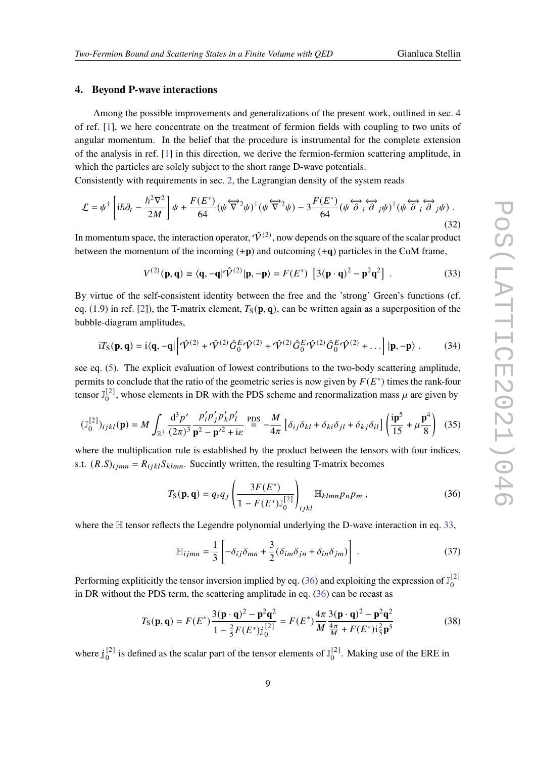## 4. Beyond P-wave interactions

Among the possible improvements and generalizations of the present work, outlined in sec. 4 of ref. [1], we here concentrate on the treatment of fermion fields with coupling to two units of angular momentum. In the belief that the procedure is instrumental for the complete extension of the analysis in ref. [1] in this direction, we derive the fermion-fermion scattering amplitude, in which the particles are solely subject to the short range D-wave potentials.
Consistently with requirements in sec. 2, the Lagrangian density of the system reads

$$\mathcal{L} = \psi^\dagger \left[ \mathrm{i}\hbar\partial_t - \frac{\hbar^2\nabla^2}{2M} \right] \psi + \frac{F(E^*)}{64} (\psi \overleftrightarrow{\nabla}^2 \psi)^\dagger (\psi \overleftrightarrow{\nabla}^2 \psi) - 3\frac{F(E^*)}{64} (\psi \overleftrightarrow{\partial}_i \overleftrightarrow{\partial}_j \psi)^\dagger (\psi \overleftrightarrow{\partial}_i \overleftrightarrow{\partial}_j \psi) \,. \tag{32}$$

In momentum space, the interaction operator, $\hat{\mathcal{V}}^{(2)}$, now depends on the square of the scalar product between the momentum of the incoming ($\pm\mathbf{p}$) and outcoming ($\pm\mathbf{q}$) particles in the CoM frame,

$$V^{(2)}(\mathbf{p}, \mathbf{q}) \equiv \langle \mathbf{q}, -\mathbf{q} | \hat{\mathcal{V}}^{(2)} | \mathbf{p}, -\mathbf{p} \rangle = F(E^*) \, \left[ 3(\mathbf{p}\cdot\mathbf{q})^2 - \mathbf{p}^2\mathbf{q}^2 \right] \,. \tag{33}$$

By virtue of the self-consistent identity between the free and the 'strong' Green's functions (cf. eq. (1.9) in ref. [2]), the T-matrix element, $T_\mathrm{S}(\mathbf{p}, \mathbf{q})$, can be written again as a superposition of the bubble-diagram amplitudes,

$$\mathrm{i}T_\mathrm{S}(\mathbf{p}, \mathbf{q}) = \mathrm{i}\langle \mathbf{q}, -\mathbf{q} | \left[ \hat{\mathcal{V}}^{(2)} + \hat{\mathcal{V}}^{(2)} \hat{G}_0^E \hat{\mathcal{V}}^{(2)} + \hat{\mathcal{V}}^{(2)} \hat{G}_0^E \hat{\mathcal{V}}^{(2)} \hat{G}_0^E \hat{\mathcal{V}}^{(2)} + \ldots \right] | \mathbf{p}, -\mathbf{p} \rangle \,. \tag{34}$$

see eq. (5). The explicit evaluation of lowest contributions to the two-body scattering amplitude, permits to conclude that the ratio of the geometric series is now given by $F(E^*)$ times the rank-four tensor $\mathbb{J}_0^{[2]}$, whose elements in DR with the PDS scheme and renormalization mass $\mu$ are given by

$$(\mathbb{J}_0^{[2]})_{ijkl}(\mathbf{p}) = M \int_{\mathbb{R}^3} \frac{\mathrm{d}^3 p'}{(2\pi)^3} \frac{p'_i p'_j p'_k p'_l}{\mathbf{p}^2 - \mathbf{p}'^2 + \mathrm{i}\varepsilon} \overset{\mathrm{PDS}}{=} -\frac{M}{4\pi} \left[ \delta_{ij}\delta_{kl} + \delta_{ki}\delta_{jl} + \delta_{kj}\delta_{il} \right] \left( \frac{\mathrm{i}\mathbf{p}^5}{15} + \mu \frac{\mathbf{p}^4}{8} \right) \tag{35}$$

where the multiplication rule is established by the product between the tensors with four indices, s.t. $(R.S)_{ijmn} = R_{ijkl} S_{klmn}$. Succintly written, the resulting T-matrix becomes

$$T_\mathrm{S}(\mathbf{p}, \mathbf{q}) = q_i q_j \left( \frac{3F(E^*)}{\mathbb{1} - F(E^*)\mathbb{J}_0^{[2]}} \right)_{ijkl} \mathbb{H}_{klmn} p_n p_m \,, \tag{36}$$

where the $\mathbb{H}$ tensor reflects the Legendre polynomial underlying the D-wave interaction in eq. 33,

$$\mathbb{H}_{ijmn} = \frac{1}{3} \left[ -\delta_{ij}\delta_{mn} + \frac{3}{2}(\delta_{im}\delta_{jn} + \delta_{in}\delta_{jm}) \right] \,. \tag{37}$$

Performing expliticitly the tensor inversion implied by eq. (36) and exploiting the expression of $\mathbb{J}_0^{[2]}$ in DR without the PDS term, the scattering amplitude in eq. (36) can be recast as

$$T_\mathrm{S}(\mathbf{p}, \mathbf{q}) = F(E^*) \frac{3(\mathbf{p}\cdot\mathbf{q})^2 - \mathbf{p}^2\mathbf{q}^2}{1 - \frac{2}{5}F(E^*)\mathbb{j}_0^{[2]}} = F(E^*) \frac{4\pi}{M} \frac{3(\mathbf{p}\cdot\mathbf{q})^2 - \mathbf{p}^2\mathbf{q}^2}{\frac{4\pi}{M} + F(E^*)\mathrm{i}\frac{2}{5}\mathbf{p}^5} \tag{38}$$

where $\mathbb{j}_0^{[2]}$ is defined as the scalar part of the tensor elements of $\mathbb{J}_0^{[2]}$. Making use of the ERE in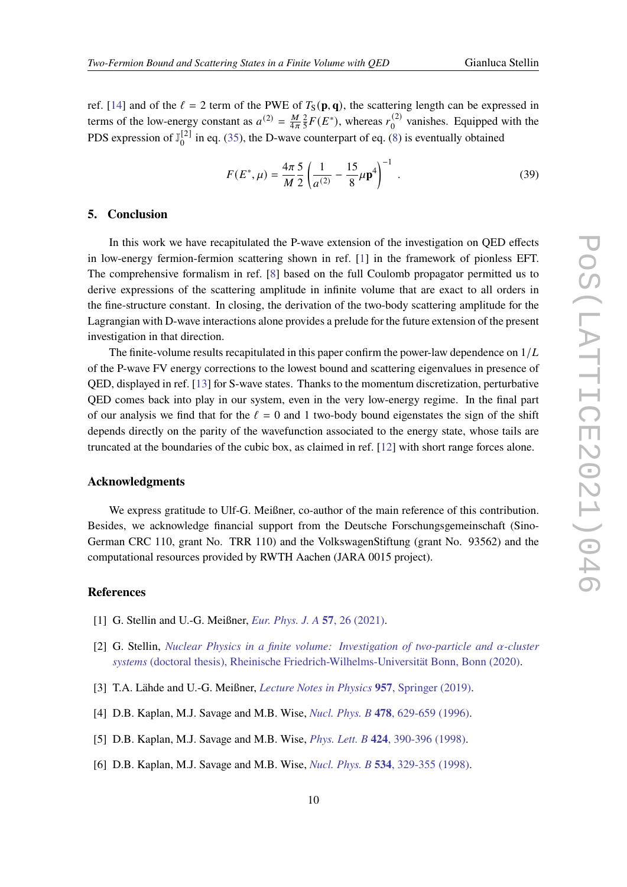ref. [14] and of the $\ell = 2$ term of the PWE of $T_S(\mathbf{p}, \mathbf{q})$, the scattering length can be expressed in terms of the low-energy constant as $a^{(2)} = \frac{M}{4\pi}\frac{2}{5}F(E^*)$, whereas $r_0^{(2)}$ vanishes. Equipped with the PDS expression of $\mathbb{J}_0^{[2]}$ in eq. (35), the D-wave counterpart of eq. (8) is eventually obtained

$$F(E^*, \mu) = \frac{4\pi}{M}\frac{5}{2}\left(\frac{1}{a^{(2)}} - \frac{15}{8}\mu\mathbf{p}^4\right)^{-1}. \tag{39}$$

## 5. Conclusion

In this work we have recapitulated the P-wave extension of the investigation on QED effects in low-energy fermion-fermion scattering shown in ref. [1] in the framework of pionless EFT. The comprehensive formalism in ref. [8] based on the full Coulomb propagator permitted us to derive expressions of the scattering amplitude in infinite volume that are exact to all orders in the fine-structure constant. In closing, the derivation of the two-body scattering amplitude for the Lagrangian with D-wave interactions alone provides a prelude for the future extension of the present investigation in that direction.

The finite-volume results recapitulated in this paper confirm the power-law dependence on $1/L$ of the P-wave FV energy corrections to the lowest bound and scattering eigenvalues in presence of QED, displayed in ref. [13] for S-wave states. Thanks to the momentum discretization, perturbative QED comes back into play in our system, even in the very low-energy regime. In the final part of our analysis we find that for the $\ell = 0$ and 1 two-body bound eigenstates the sign of the shift depends directly on the parity of the wavefunction associated to the energy state, whose tails are truncated at the boundaries of the cubic box, as claimed in ref. [12] with short range forces alone.

## Acknowledgments

We express gratitude to Ulf-G. Meißner, co-author of the main reference of this contribution. Besides, we acknowledge financial support from the Deutsche Forschungsgemeinschaft (Sino-German CRC 110, grant No. TRR 110) and the VolkswagenStiftung (grant No. 93562) and the computational resources provided by RWTH Aachen (JARA 0015 project).

## References

[1] G. Stellin and U.-G. Meißner, *Eur. Phys. J. A* **57**, 26 (2021).

[2] G. Stellin, *Nuclear Physics in a finite volume: Investigation of two-particle and α-cluster systems* (doctoral thesis), Rheinische Friedrich-Wilhelms-Universität Bonn, Bonn (2020).

[3] T.A. Lähde and U.-G. Meißner, *Lecture Notes in Physics* **957**, Springer (2019).

[4] D.B. Kaplan, M.J. Savage and M.B. Wise, *Nucl. Phys. B* **478**, 629-659 (1996).

[5] D.B. Kaplan, M.J. Savage and M.B. Wise, *Phys. Lett. B* **424**, 390-396 (1998).

[6] D.B. Kaplan, M.J. Savage and M.B. Wise, *Nucl. Phys. B* **534**, 329-355 (1998).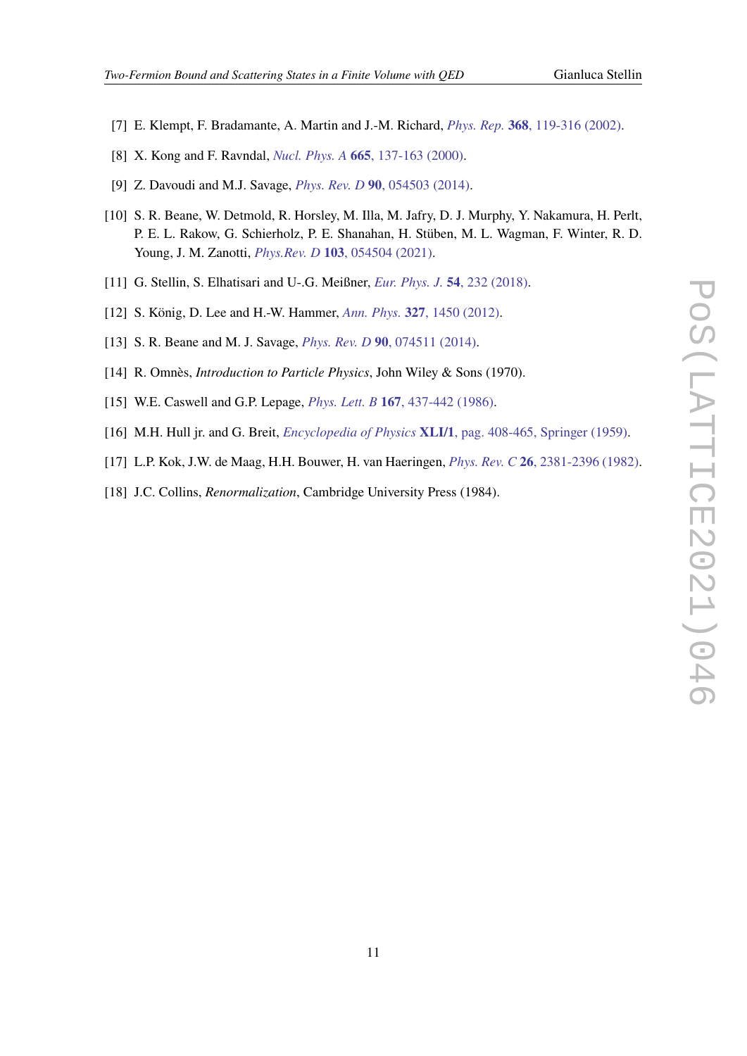[7] E. Klempt, F. Bradamante, A. Martin and J.-M. Richard, *Phys. Rep.* **368**, 119-316 (2002).

[8] X. Kong and F. Ravndal, *Nucl. Phys. A* **665**, 137-163 (2000).

[9] Z. Davoudi and M.J. Savage, *Phys. Rev. D* **90**, 054503 (2014).

[10] S. R. Beane, W. Detmold, R. Horsley, M. Illa, M. Jafry, D. J. Murphy, Y. Nakamura, H. Perlt, P. E. L. Rakow, G. Schierholz, P. E. Shanahan, H. Stüben, M. L. Wagman, F. Winter, R. D. Young, J. M. Zanotti, *Phys.Rev. D* **103**, 054504 (2021).

[11] G. Stellin, S. Elhatisari and U-.G. Meißner, *Eur. Phys. J.* **54**, 232 (2018).

[12] S. König, D. Lee and H.-W. Hammer, *Ann. Phys.* **327**, 1450 (2012).

[13] S. R. Beane and M. J. Savage, *Phys. Rev. D* **90**, 074511 (2014).

[14] R. Omnès, *Introduction to Particle Physics*, John Wiley & Sons (1970).

[15] W.E. Caswell and G.P. Lepage, *Phys. Lett. B* **167**, 437-442 (1986).

[16] M.H. Hull jr. and G. Breit, *Encyclopedia of Physics* **XLI/1**, pag. 408-465, Springer (1959).

[17] L.P. Kok, J.W. de Maag, H.H. Bouwer, H. van Haeringen, *Phys. Rev. C* **26**, 2381-2396 (1982).

[18] J.C. Collins, *Renormalization*, Cambridge University Press (1984).